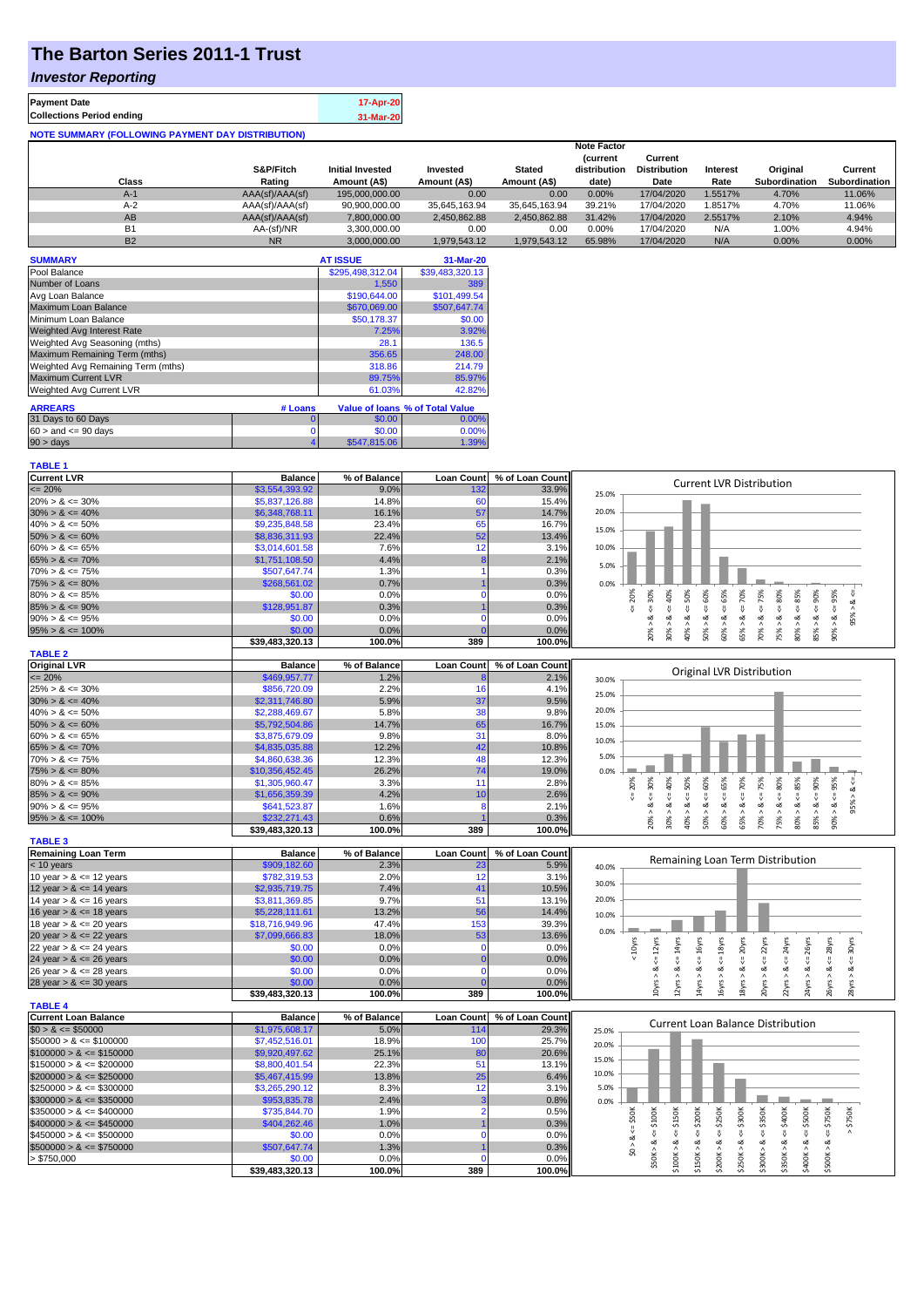# The Barton Series 2011-1 Trust

## *Investor Reporting*

| | |
|---|---|
| **Payment Date** | 17-Apr-20 |
| **Collections Period ending** | 31-Mar-20 |

**NOTE SUMMARY (FOLLOWING PAYMENT DAY DISTRIBUTION)**

| Class | S&P/Fitch Rating | Initial Invested Amount (A$) | Invested Amount (A$) | Stated Amount (A$) | Note Factor (current distribution date) | Current Distribution Date | Interest Rate | Original Subordination | Current Subordination |
|---|---|---|---|---|---|---|---|---|---|
| A-1 | AAA(sf)/AAA(sf) | 195,000,000.00 | 0.00 | 0.00 | 0.00% | 17/04/2020 | 1.5517% | 4.70% | 11.06% |
| A-2 | AAA(sf)/AAA(sf) | 90,900,000.00 | 35,645,163.94 | 35,645,163.94 | 39.21% | 17/04/2020 | 1.8517% | 4.70% | 11.06% |
| AB | AAA(sf)/AAA(sf) | 7,800,000.00 | 2,450,862.88 | 2,450,862.88 | 31.42% | 17/04/2020 | 2.5517% | 2.10% | 4.94% |
| B1 | AA-(sf)/NR | 3,300,000.00 | 0.00 | 0.00 | 0.00% | 17/04/2020 | N/A | 1.00% | 4.94% |
| B2 | NR | 3,000,000.00 | 1,979,543.12 | 1,979,543.12 | 65.98% | 17/04/2020 | N/A | 0.00% | 0.00% |

| SUMMARY | AT ISSUE | 31-Mar-20 |
|---|---|---|
| Pool Balance | $295,498,312.04 | $39,483,320.13 |
| Number of Loans | 1,550 | 389 |
| Avg Loan Balance | $190,644.00 | $101,499.54 |
| Maximum Loan Balance | $670,069.00 | $507,647.74 |
| Minimum Loan Balance | $50,178.37 | $0.00 |
| Weighted Avg Interest Rate | 7.25% | 3.92% |
| Weighted Avg Seasoning (mths) | 28.1 | 136.5 |
| Maximum Remaining Term (mths) | 356.65 | 248.00 |
| Weighted Avg Remaining Term (mths) | 318.86 | 214.79 |
| Maximum Current LVR | 89.75% | 85.97% |
| Weighted Avg Current LVR | 61.03% | 42.82% |

| ARREARS | # Loans | Value of loans | % of Total Value |
|---|---|---|---|
| 31 Days to 60 Days | 0 | $0.00 | 0.00% |
| 60 > and <= 90 days | 0 | $0.00 | 0.00% |
| 90 > days | 4 | $547,815.06 | 1.39% |

**TABLE 1**

| Current LVR | Balance | % of Balance | Loan Count | % of Loan Count |
|---|---|---|---|---|
| <= 20% | $3,554,393.92 | 9.0% | 132 | 33.9% |
| 20% > & <= 30% | $5,837,126.88 | 14.8% | 60 | 15.4% |
| 30% > & <= 40% | $6,348,768.11 | 16.1% | 57 | 14.7% |
| 40% > & <= 50% | $9,235,848.58 | 23.4% | 65 | 16.7% |
| 50% > & <= 60% | $8,836,311.93 | 22.4% | 52 | 13.4% |
| 60% > & <= 65% | $3,014,601.58 | 7.6% | 12 | 3.1% |
| 65% > & <= 70% | $1,751,108.50 | 4.4% | 8 | 2.1% |
| 70% > & <= 75% | $507,647.74 | 1.3% | 1 | 0.3% |
| 75% > & <= 80% | $268,561.02 | 0.7% | 1 | 0.3% |
| 80% > & <= 85% | $0.00 | 0.0% | 0 | 0.0% |
| 85% > & <= 90% | $128,951.87 | 0.3% | 1 | 0.3% |
| 90% > & <= 95% | $0.00 | 0.0% | 0 | 0.0% |
| 95% > & <= 100% | $0.00 | 0.0% | 0 | 0.0% |
| | $39,483,320.13 | 100.0% | 389 | 100.0% |

**TABLE 2**

| Original LVR | Balance | % of Balance | Loan Count | % of Loan Count |
|---|---|---|---|---|
| <= 20% | $469,957.77 | 1.2% | 8 | 2.1% |
| 25% > & <= 30% | $856,720.09 | 2.2% | 16 | 4.1% |
| 30% > & <= 40% | $2,311,746.80 | 5.9% | 37 | 9.5% |
| 40% > & <= 50% | $2,288,469.67 | 5.8% | 38 | 9.8% |
| 50% > & <= 60% | $5,792,504.86 | 14.7% | 65 | 16.7% |
| 60% > & <= 65% | $3,875,679.09 | 9.8% | 31 | 8.0% |
| 65% > & <= 70% | $4,835,035.88 | 12.2% | 42 | 10.8% |
| 70% > & <= 75% | $4,860,638.36 | 12.3% | 48 | 12.3% |
| 75% > & <= 80% | $10,356,452.45 | 26.2% | 74 | 19.0% |
| 80% > & <= 85% | $1,305,960.47 | 3.3% | 11 | 2.8% |
| 85% > & <= 90% | $1,656,359.39 | 4.2% | 10 | 2.6% |
| 90% > & <= 95% | $641,523.87 | 1.6% | 8 | 2.1% |
| 95% > & <= 100% | $232,271.43 | 0.6% | 1 | 0.3% |
| | $39,483,320.13 | 100.0% | 389 | 100.0% |

**TABLE 3**

| Remaining Loan Term | Balance | % of Balance | Loan Count | % of Loan Count |
|---|---|---|---|---|
| < 10 years | $909,182.60 | 2.3% | 23 | 5.9% |
| 10 year > & <= 12 years | $782,319.53 | 2.0% | 12 | 3.1% |
| 12 year > & <= 14 years | $2,935,719.75 | 7.4% | 41 | 10.5% |
| 14 year > & <= 16 years | $3,811,369.85 | 9.7% | 51 | 13.1% |
| 16 year > & <= 18 years | $5,228,111.61 | 13.2% | 56 | 14.4% |
| 18 year > & <= 20 years | $18,716,949.96 | 47.4% | 153 | 39.3% |
| 20 year > & <= 22 years | $7,099,666.83 | 18.0% | 53 | 13.6% |
| 22 year > & <= 24 years | $0.00 | 0.0% | 0 | 0.0% |
| 24 year > & <= 26 years | $0.00 | 0.0% | 0 | 0.0% |
| 26 year > & <= 28 years | $0.00 | 0.0% | 0 | 0.0% |
| 28 year > & <= 30 years | $0.00 | 0.0% | 0 | 0.0% |
| | $39,483,320.13 | 100.0% | 389 | 100.0% |

**TABLE 4**

| Current Loan Balance | Balance | % of Balance | Loan Count | % of Loan Count |
|---|---|---|---|---|
| $0 > & <= $50000 | $1,975,608.17 | 5.0% | 114 | 29.3% |
| $50000 > & <= $100000 | $7,452,516.01 | 18.9% | 100 | 25.7% |
| $100000 > & <= $150000 | $9,920,497.62 | 25.1% | 80 | 20.6% |
| $150000 > & <= $200000 | $8,800,401.54 | 22.3% | 51 | 13.1% |
| $200000 > & <= $250000 | $5,467,415.99 | 13.8% | 25 | 6.4% |
| $250000 > & <= $300000 | $3,265,290.12 | 8.3% | 12 | 3.1% |
| $300000 > & <= $350000 | $953,835.78 | 2.4% | 3 | 0.8% |
| $350000 > & <= $400000 | $735,844.70 | 1.9% | 2 | 0.5% |
| $400000 > & <= $450000 | $404,262.46 | 1.0% | 1 | 0.3% |
| $450000 > & <= $500000 | $0.00 | 0.0% | 0 | 0.0% |
| $500000 > & <= $750000 | $507,647.74 | 1.3% | 1 | 0.3% |
| > $750,000 | $0.00 | 0.0% | 0 | 0.0% |
| | $39,483,320.13 | 100.0% | 389 | 100.0% |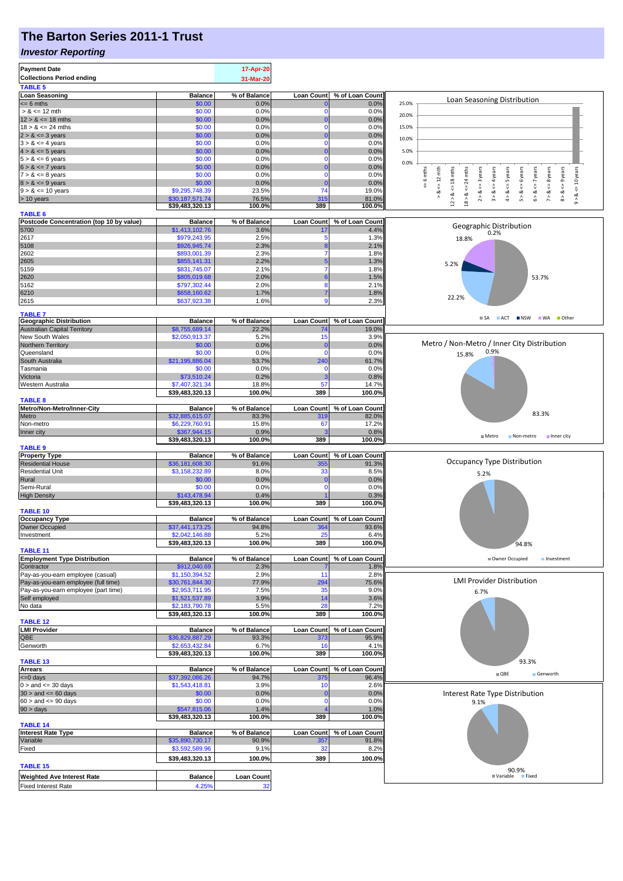# The Barton Series 2011-1 Trust

## *Investor Reporting*

| Payment Date | 17-Apr-20 |
|---|---|
| Collections Period ending | 31-Mar-20 |

**TABLE 5**

| Loan Seasoning | Balance | % of Balance | Loan Count | % of Loan Count |
|---|---|---|---|---|
| <= 6 mths | $0.00 | 0.0% | 0 | 0.0% |
| > & <= 12 mth | $0.00 | 0.0% | 0 | 0.0% |
| 12 > & <= 18 mths | $0.00 | 0.0% | 0 | 0.0% |
| 18 > & <= 24 mths | $0.00 | 0.0% | 0 | 0.0% |
| 2 > & <= 3 years | $0.00 | 0.0% | 0 | 0.0% |
| 3 > & <= 4 years | $0.00 | 0.0% | 0 | 0.0% |
| 4 > & <= 5 years | $0.00 | 0.0% | 0 | 0.0% |
| 5 > & <= 6 years | $0.00 | 0.0% | 0 | 0.0% |
| 6 > & <= 7 years | $0.00 | 0.0% | 0 | 0.0% |
| 7 > & <= 8 years | $0.00 | 0.0% | 0 | 0.0% |
| 8 > & <= 9 years | $0.00 | 0.0% | 0 | 0.0% |
| 9 > & <= 10 years | $9,295,748.39 | 23.5% | 74 | 19.0% |
| > 10 years | $30,187,571.74 | 76.5% | 315 | 81.0% |
| | $39,483,320.13 | 100.0% | 389 | 100.0% |

**TABLE 6**

| Postcode Concentration (top 10 by value) | Balance | % of Balance | Loan Count | % of Loan Count |
|---|---|---|---|---|
| 5700 | $1,413,102.76 | 3.6% | 17 | 4.4% |
| 2617 | $979,243.95 | 2.5% | 5 | 1.3% |
| 5108 | $926,945.74 | 2.3% | 8 | 2.1% |
| 2602 | $893,001.39 | 2.3% | 7 | 1.8% |
| 2605 | $855,141.31 | 2.2% | 5 | 1.3% |
| 5159 | $831,745.07 | 2.1% | 7 | 1.8% |
| 2620 | $805,019.68 | 2.0% | 6 | 1.5% |
| 5162 | $797,302.44 | 2.0% | 8 | 2.1% |
| 6210 | $658,160.62 | 1.7% | 7 | 1.8% |
| 2615 | $637,923.38 | 1.6% | 9 | 2.3% |

**TABLE 7**

| Geographic Distribution | Balance | % of Balance | Loan Count | % of Loan Count |
|---|---|---|---|---|
| Australian Capital Territory | $8,755,689.14 | 22.2% | 74 | 19.0% |
| New South Wales | $2,050,913.37 | 5.2% | 15 | 3.9% |
| Northern Territory | $0.00 | 0.0% | 0 | 0.0% |
| Queensland | $0.00 | 0.0% | 0 | 0.0% |
| South Australia | $21,195,886.04 | 53.7% | 240 | 61.7% |
| Tasmania | $0.00 | 0.0% | 0 | 0.0% |
| Victoria | $73,510.24 | 0.2% | 3 | 0.8% |
| Western Australia | $7,407,321.34 | 18.8% | 57 | 14.7% |
| | $39,483,320.13 | 100.0% | 389 | 100.0% |

**TABLE 8**

| Metro/Non-Metro/Inner-City | Balance | % of Balance | Loan Count | % of Loan Count |
|---|---|---|---|---|
| Metro | $32,885,615.07 | 83.3% | 319 | 82.0% |
| Non-metro | $6,229,760.91 | 15.8% | 67 | 17.2% |
| Inner city | $367,944.15 | 0.9% | 3 | 0.8% |
| | $39,483,320.13 | 100.0% | 389 | 100.0% |

**TABLE 9**

| Property Type | Balance | % of Balance | Loan Count | % of Loan Count |
|---|---|---|---|---|
| Residential House | $36,181,608.30 | 91.6% | 355 | 91.3% |
| Residential Unit | $3,158,232.89 | 8.0% | 33 | 8.5% |
| Rural | $0.00 | 0.0% | 0 | 0.0% |
| Semi-Rural | $0.00 | 0.0% | 0 | 0.0% |
| High Density | $143,478.94 | 0.4% | 1 | 0.3% |
| | $39,483,320.13 | 100.0% | 389 | 100.0% |

**TABLE 10**

| Occupancy Type | Balance | % of Balance | Loan Count | % of Loan Count |
|---|---|---|---|---|
| Owner Occupied | $37,441,173.25 | 94.8% | 364 | 93.6% |
| Investment | $2,042,146.88 | 5.2% | 25 | 6.4% |
| | $39,483,320.13 | 100.0% | 389 | 100.0% |

**TABLE 11**

| Employment Type Distribution | Balance | % of Balance | Loan Count | % of Loan Count |
|---|---|---|---|---|
| Contractor | $912,040.69 | 2.3% | 7 | 1.8% |
| Pay-as-you-earn employee (casual) | $1,150,394.52 | 2.9% | 11 | 2.8% |
| Pay-as-you-earn employee (full time) | $30,761,844.30 | 77.9% | 294 | 75.6% |
| Pay-as-you-earn employee (part time) | $2,953,711.95 | 7.5% | 35 | 9.0% |
| Self employed | $1,521,537.89 | 3.9% | 14 | 3.6% |
| No data | $2,183,790.78 | 5.5% | 28 | 7.2% |
| | $39,483,320.13 | 100.0% | 389 | 100.0% |

**TABLE 12**

| LMI Provider | Balance | % of Balance | Loan Count | % of Loan Count |
|---|---|---|---|---|
| QBE | $36,829,887.29 | 93.3% | 373 | 95.9% |
| Genworth | $2,653,432.84 | 6.7% | 16 | 4.1% |
| | $39,483,320.13 | 100.0% | 389 | 100.0% |

**TABLE 13**

| Arrears | Balance | % of Balance | Loan Count | % of Loan Count |
|---|---|---|---|---|
| <=0 days | $37,392,086.26 | 94.7% | 375 | 96.4% |
| 0 > and <= 30 days | $1,543,418.81 | 3.9% | 10 | 2.6% |
| 30 > and <= 60 days | $0.00 | 0.0% | 0 | 0.0% |
| 60 > and <= 90 days | $0.00 | 0.0% | 0 | 0.0% |
| 90 > days | $547,815.06 | 1.4% | 4 | 1.0% |
| | $39,483,320.13 | 100.0% | 389 | 100.0% |

**TABLE 14**

| Interest Rate Type | Balance | % of Balance | Loan Count | % of Loan Count |
|---|---|---|---|---|
| Variable | $35,890,730.17 | 90.9% | 357 | 91.8% |
| Fixed | $3,592,589.96 | 9.1% | 32 | 8.2% |
| | $39,483,320.13 | 100.0% | 389 | 100.0% |

**TABLE 15**

| Weighted Ave Interest Rate | Balance | Loan Count |
|---|---|---|
| Fixed Interest Rate | 4.25% | 32 |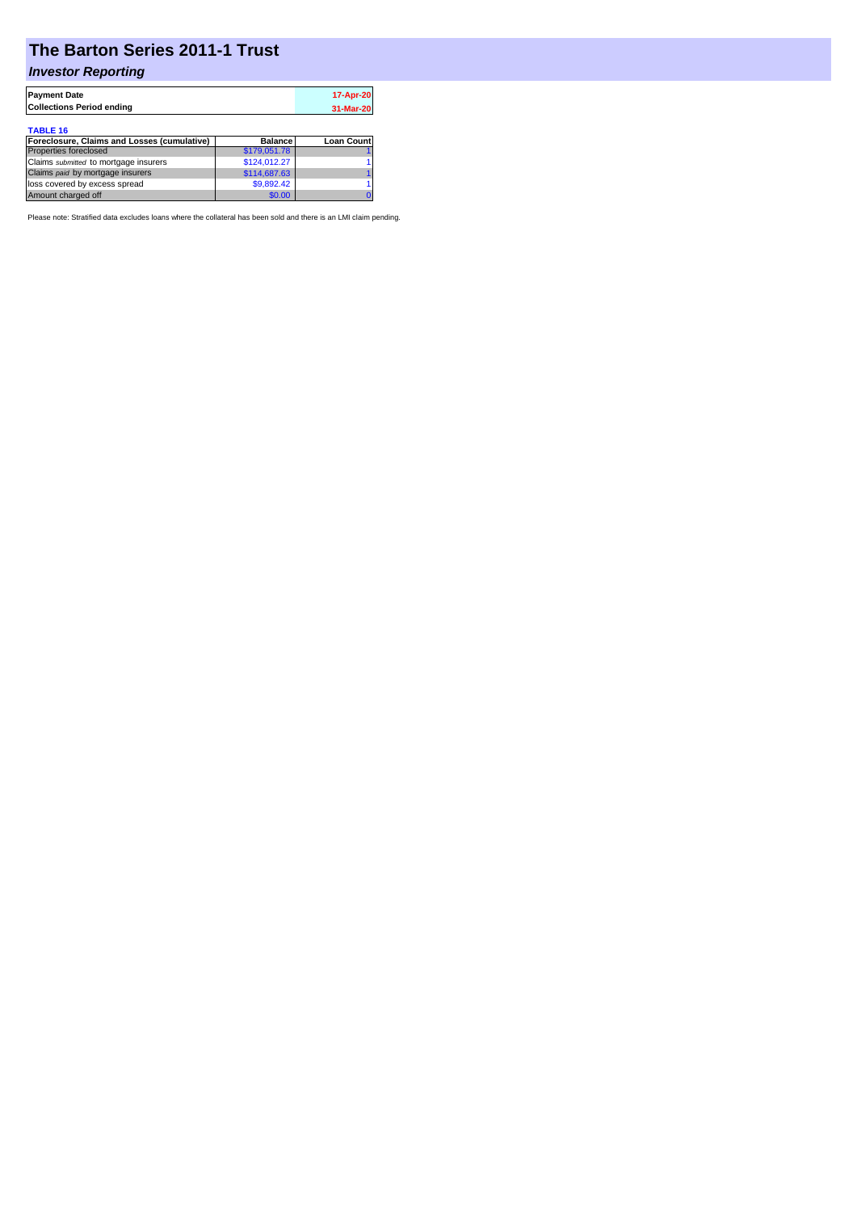# The Barton Series 2011-1 Trust

## *Investor Reporting*

| | |
|---|---|
| **Payment Date** | **17-Apr-20** |
| **Collections Period ending** | **31-Mar-20** |

**TABLE 16**

| Foreclosure, Claims and Losses (cumulative) | Balance | Loan Count |
|---|---|---|
| Properties foreclosed | $179,051.78 | 1 |
| Claims *submitted* to mortgage insurers | $124,012.27 | 1 |
| Claims *paid* by mortgage insurers | $114,687.63 | 1 |
| loss covered by excess spread | $9,892.42 | 1 |
| Amount charged off | $0.00 | 0 |

Please note: Stratified data excludes loans where the collateral has been sold and there is an LMI claim pending.